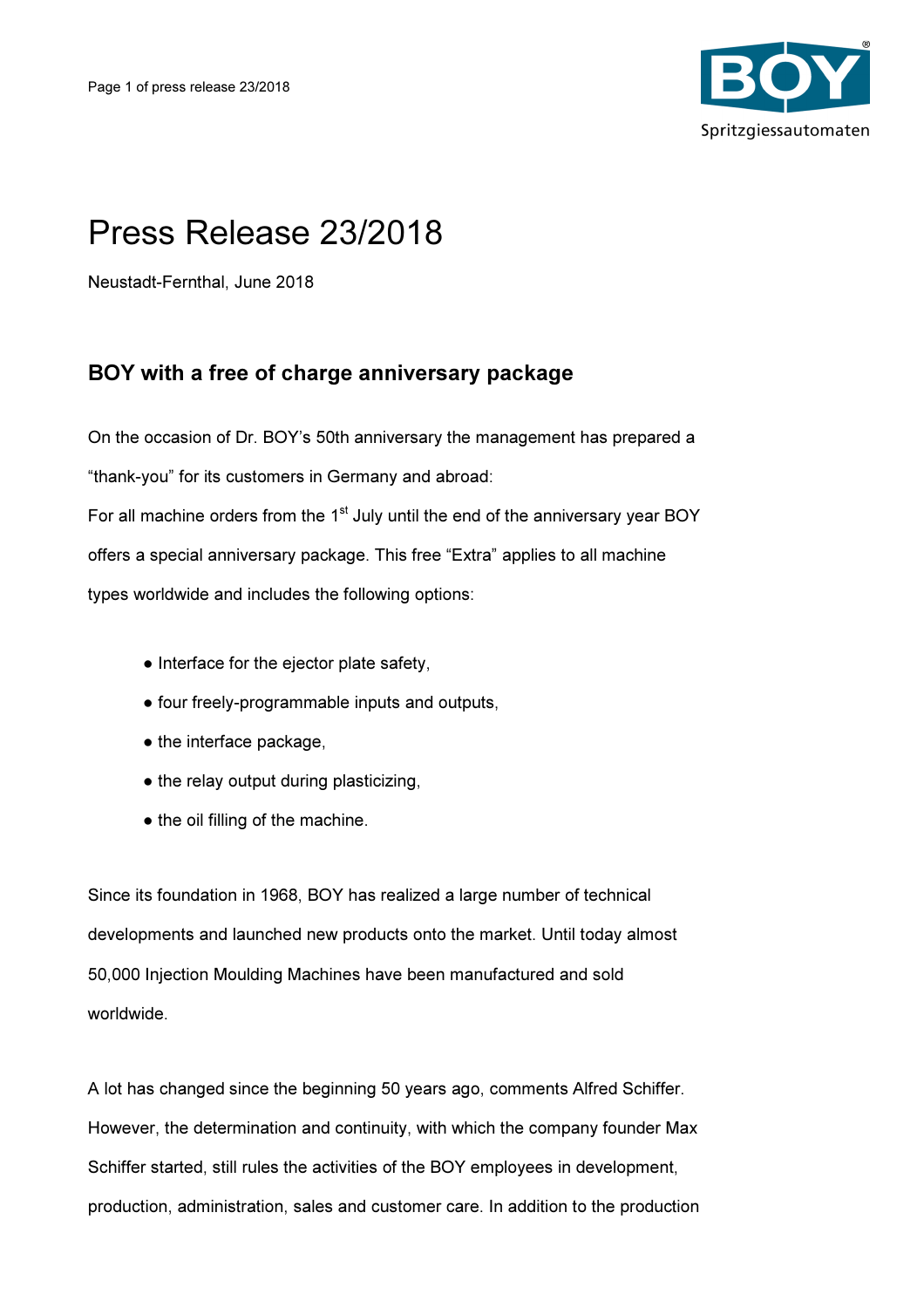# Press Release 23/2018

Neustadt-Fernthal, June 2018

## BOY with a free of charge anniversary package

On the occasion of Dr. BOY's 50th anniversary the management has prepared a "thank-you" for its customers in Germany and abroad:

For all machine orders from the 1st July until the end of the anniversary year BOY offers a special anniversary package. This free "Extra" applies to all machine types worldwide and includes the following options:

- Interface for the ejector plate safety,
- four freely-programmable inputs and outputs,
- the interface package,
- the relay output during plasticizing,
- the oil filling of the machine.

Since its foundation in 1968, BOY has realized a large number of technical developments and launched new products onto the market. Until today almost 50,000 Injection Moulding Machines have been manufactured and sold worldwide.

A lot has changed since the beginning 50 years ago, comments Alfred Schiffer. However, the determination and continuity, with which the company founder Max Schiffer started, still rules the activities of the BOY employees in development, production, administration, sales and customer care. In addition to the production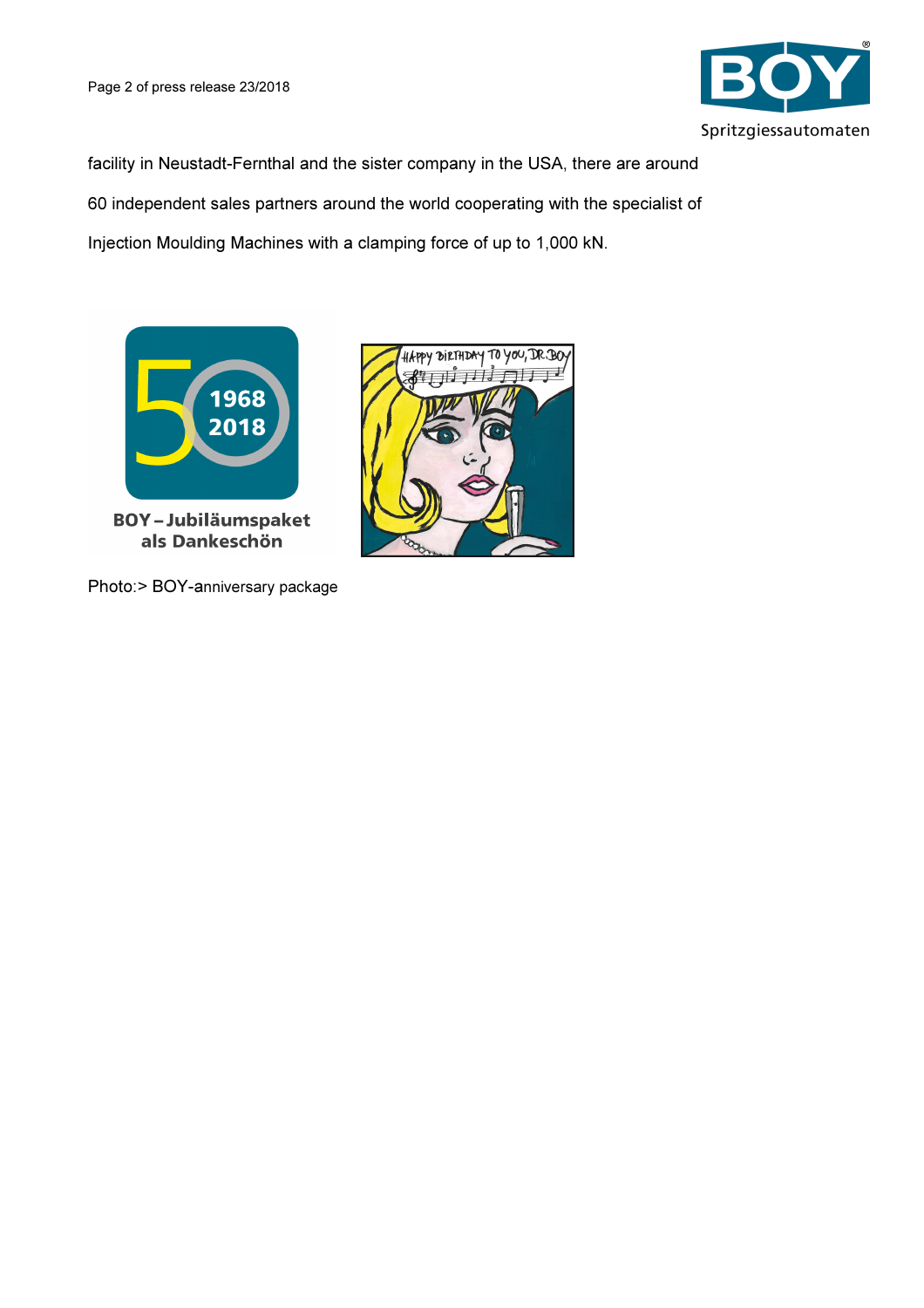facility in Neustadt-Fernthal and the sister company in the USA, there are around 60 independent sales partners around the world cooperating with the specialist of Injection Moulding Machines with a clamping force of up to 1,000 kN.

Photo:> BOY-anniversary package